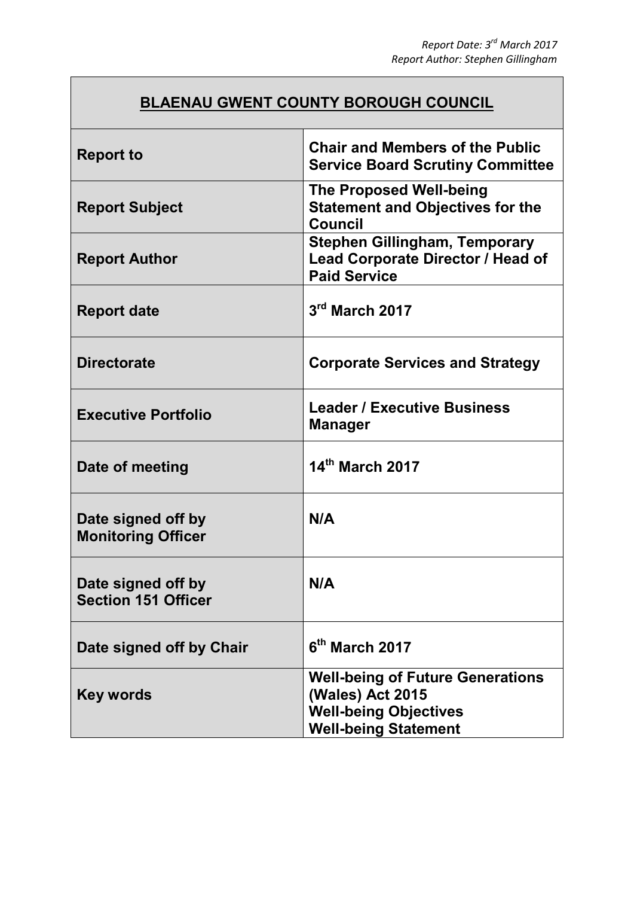*Report Date: 3rd March 2017*
*Report Author: Stephen Gillingham*

| **BLAENAU GWENT COUNTY BOROUGH COUNCIL** | |
|---|---|
| **Report to** | **Chair and Members of the Public Service Board Scrutiny Committee** |
| **Report Subject** | **The Proposed Well-being Statement and Objectives for the Council** |
| **Report Author** | **Stephen Gillingham, Temporary Lead Corporate Director / Head of Paid Service** |
| **Report date** | **3rd March 2017** |
| **Directorate** | **Corporate Services and Strategy** |
| **Executive Portfolio** | **Leader / Executive Business Manager** |
| **Date of meeting** | **14th March 2017** |
| **Date signed off by Monitoring Officer** | **N/A** |
| **Date signed off by Section 151 Officer** | **N/A** |
| **Date signed off by Chair** | **6th March 2017** |
| **Key words** | **Well-being of Future Generations (Wales) Act 2015<br>Well-being Objectives<br>Well-being Statement** |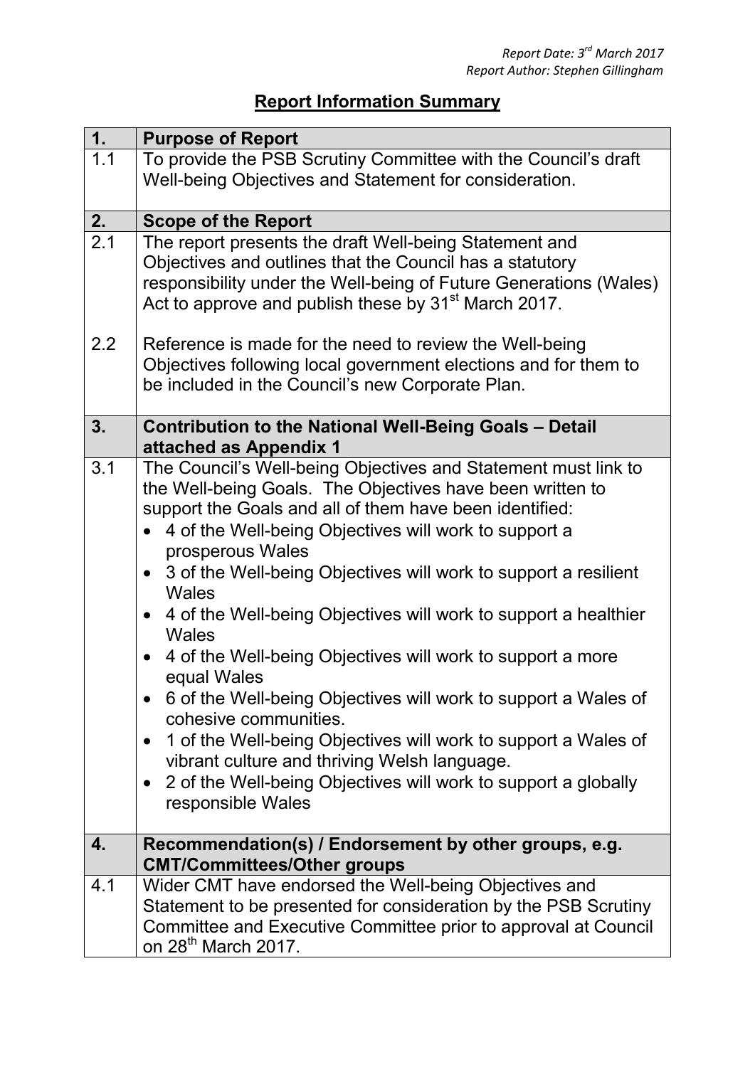*Report Date: 3rd March 2017*
*Report Author: Stephen Gillingham*

## Report Information Summary

| 1. | **Purpose of Report** |
|---|---|
| 1.1 | To provide the PSB Scrutiny Committee with the Council's draft Well-being Objectives and Statement for consideration. |
| **2.** | **Scope of the Report** |
| 2.1 | The report presents the draft Well-being Statement and Objectives and outlines that the Council has a statutory responsibility under the Well-being of Future Generations (Wales) Act to approve and publish these by 31st March 2017. |
| 2.2 | Reference is made for the need to review the Well-being Objectives following local government elections and for them to be included in the Council's new Corporate Plan. |
| **3.** | **Contribution to the National Well-Being Goals – Detail attached as Appendix 1** |
| 3.1 | The Council's Well-being Objectives and Statement must link to the Well-being Goals. The Objectives have been written to support the Goals and all of them have been identified:<br>• 4 of the Well-being Objectives will work to support a prosperous Wales<br>• 3 of the Well-being Objectives will work to support a resilient Wales<br>• 4 of the Well-being Objectives will work to support a healthier Wales<br>• 4 of the Well-being Objectives will work to support a more equal Wales<br>• 6 of the Well-being Objectives will work to support a Wales of cohesive communities.<br>• 1 of the Well-being Objectives will work to support a Wales of vibrant culture and thriving Welsh language.<br>• 2 of the Well-being Objectives will work to support a globally responsible Wales |
| **4.** | **Recommendation(s) / Endorsement by other groups, e.g. CMT/Committees/Other groups** |
| 4.1 | Wider CMT have endorsed the Well-being Objectives and Statement to be presented for consideration by the PSB Scrutiny Committee and Executive Committee prior to approval at Council on 28th March 2017. |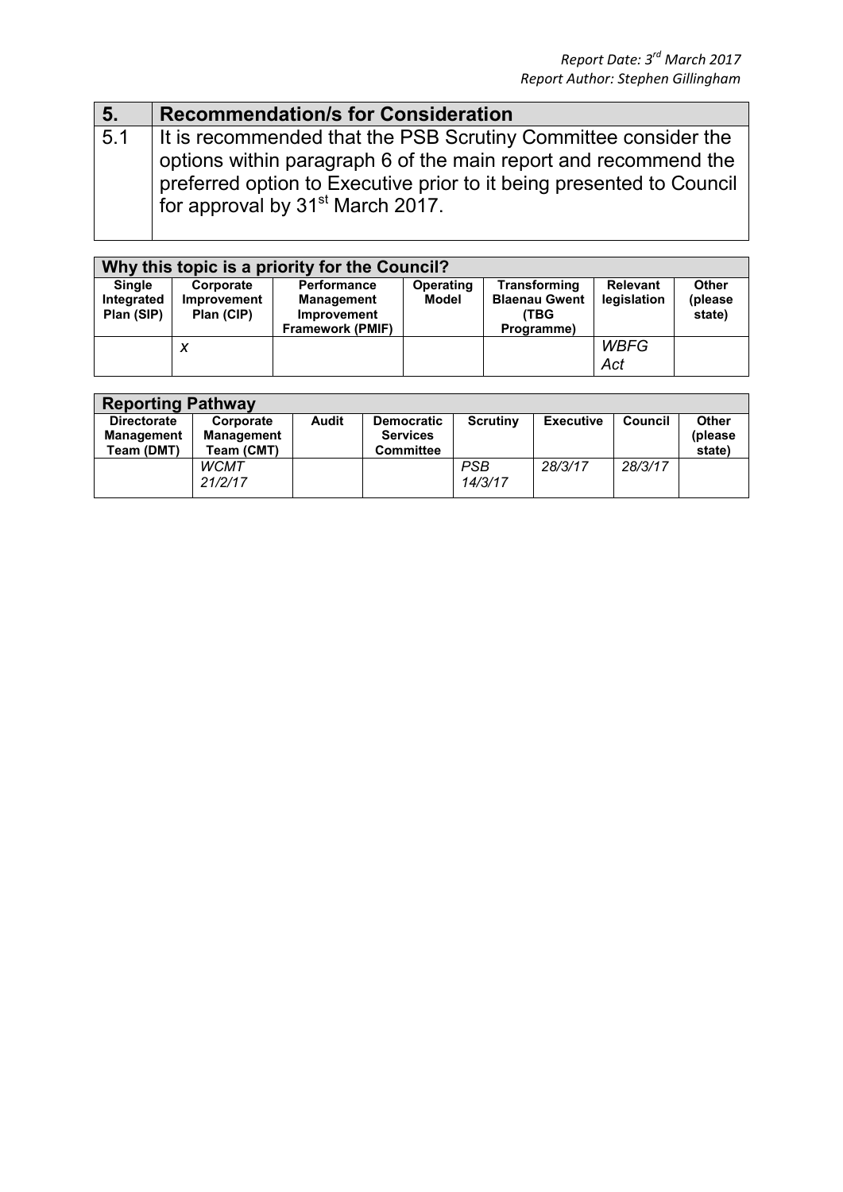*Report Date: 3rd March 2017*
*Report Author: Stephen Gillingham*

| 5. | Recommendation/s for Consideration |
|---|---|
| 5.1 | It is recommended that the PSB Scrutiny Committee consider the options within paragraph 6 of the main report and recommend the preferred option to Executive prior to it being presented to Council for approval by 31st March 2017. |

| Why this topic is a priority for the Council? | | | | | | |
|---|---|---|---|---|---|---|
| **Single Integrated Plan (SIP)** | **Corporate Improvement Plan (CIP)** | **Performance Management Improvement Framework (PMIF)** | **Operating Model** | **Transforming Blaenau Gwent (TBG Programme)** | **Relevant legislation** | **Other (please state)** |
| | *x* | | | | *WBFG Act* | |

| Reporting Pathway | | | | | | | |
|---|---|---|---|---|---|---|---|
| **Directorate Management Team (DMT)** | **Corporate Management Team (CMT)** | **Audit** | **Democratic Services Committee** | **Scrutiny** | **Executive** | **Council** | **Other (please state)** |
| | *WCMT 21/2/17* | | | *PSB 14/3/17* | *28/3/17* | *28/3/17* | |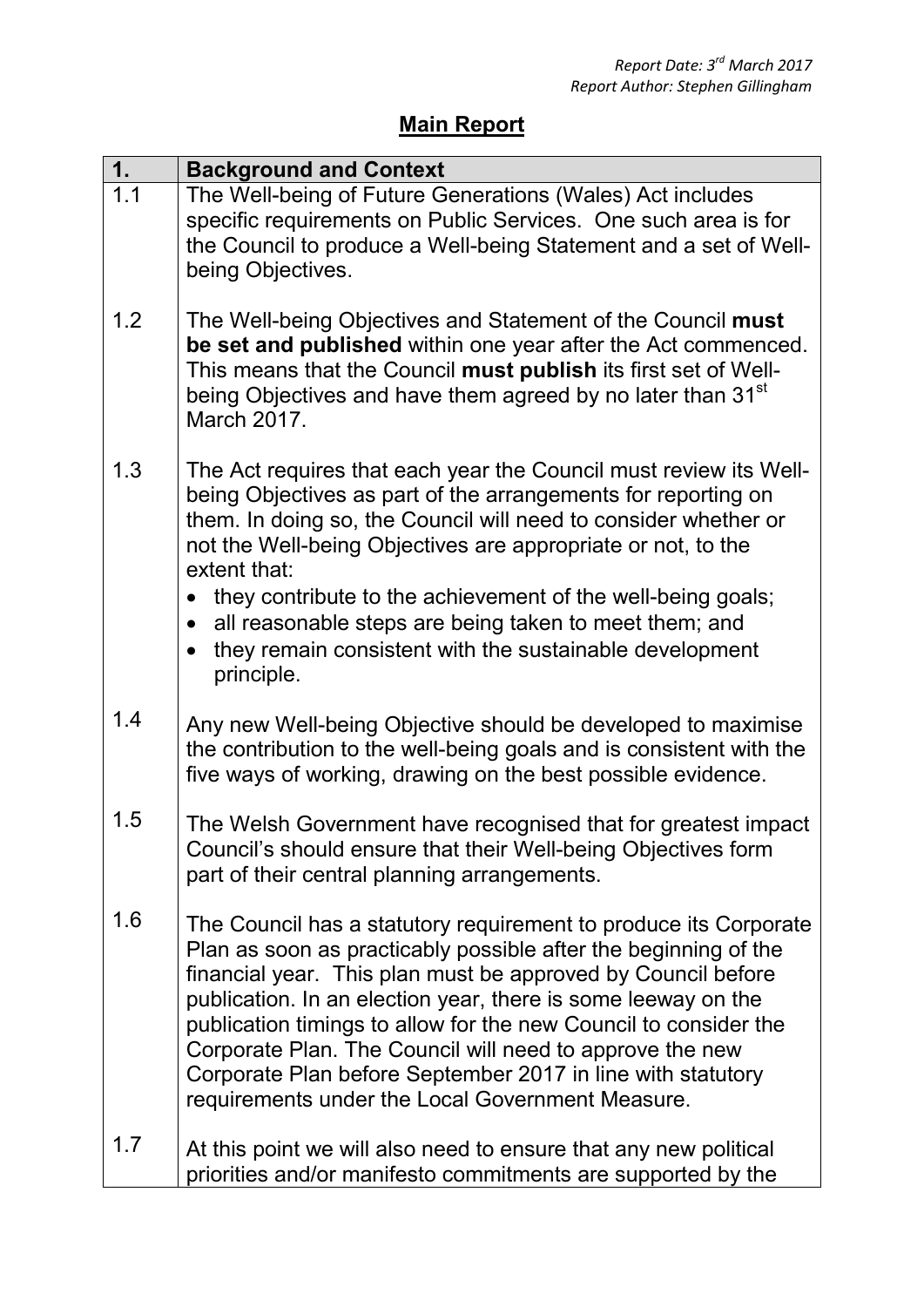*Report Date: 3rd March 2017*
*Report Author: Stephen Gillingham*

## Main Report

| 1. | Background and Context |
|---|---|
| 1.1 | The Well-being of Future Generations (Wales) Act includes specific requirements on Public Services. One such area is for the Council to produce a Well-being Statement and a set of Well-being Objectives. |
| 1.2 | The Well-being Objectives and Statement of the Council **must be set and published** within one year after the Act commenced. This means that the Council **must publish** its first set of Well-being Objectives and have them agreed by no later than 31st March 2017. |
| 1.3 | The Act requires that each year the Council must review its Well-being Objectives as part of the arrangements for reporting on them. In doing so, the Council will need to consider whether or not the Well-being Objectives are appropriate or not, to the extent that:<br>• they contribute to the achievement of the well-being goals;<br>• all reasonable steps are being taken to meet them; and<br>• they remain consistent with the sustainable development principle. |
| 1.4 | Any new Well-being Objective should be developed to maximise the contribution to the well-being goals and is consistent with the five ways of working, drawing on the best possible evidence. |
| 1.5 | The Welsh Government have recognised that for greatest impact Council's should ensure that their Well-being Objectives form part of their central planning arrangements. |
| 1.6 | The Council has a statutory requirement to produce its Corporate Plan as soon as practicably possible after the beginning of the financial year. This plan must be approved by Council before publication. In an election year, there is some leeway on the publication timings to allow for the new Council to consider the Corporate Plan. The Council will need to approve the new Corporate Plan before September 2017 in line with statutory requirements under the Local Government Measure. |
| 1.7 | At this point we will also need to ensure that any new political priorities and/or manifesto commitments are supported by the |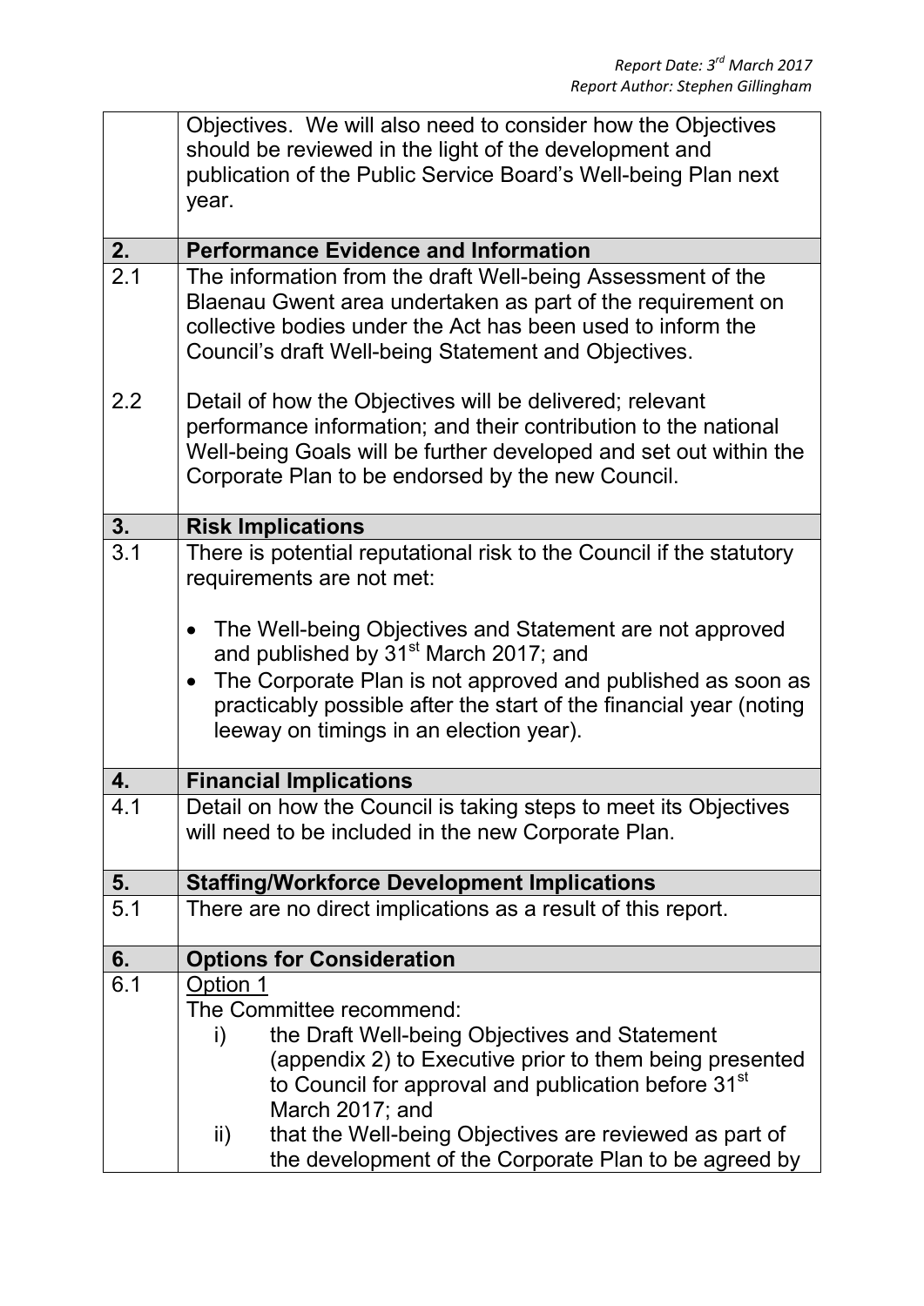| | |
|---|---|
| | Objectives. We will also need to consider how the Objectives should be reviewed in the light of the development and publication of the Public Service Board's Well-being Plan next year. |
| **2.** | **Performance Evidence and Information** |
| 2.1<br><br>2.2 | The information from the draft Well-being Assessment of the Blaenau Gwent area undertaken as part of the requirement on collective bodies under the Act has been used to inform the Council's draft Well-being Statement and Objectives.<br><br>Detail of how the Objectives will be delivered; relevant performance information; and their contribution to the national Well-being Goals will be further developed and set out within the Corporate Plan to be endorsed by the new Council. |
| **3.** | **Risk Implications** |
| 3.1 | There is potential reputational risk to the Council if the statutory requirements are not met:<br><br>• The Well-being Objectives and Statement are not approved and published by 31st March 2017; and<br>• The Corporate Plan is not approved and published as soon as practicably possible after the start of the financial year (noting leeway on timings in an election year). |
| **4.** | **Financial Implications** |
| 4.1 | Detail on how the Council is taking steps to meet its Objectives will need to be included in the new Corporate Plan. |
| **5.** | **Staffing/Workforce Development Implications** |
| 5.1 | There are no direct implications as a result of this report. |
| **6.** | **Options for Consideration** |
| 6.1 | Option 1<br>The Committee recommend:<br>i) the Draft Well-being Objectives and Statement (appendix 2) to Executive prior to them being presented to Council for approval and publication before 31st March 2017; and<br>ii) that the Well-being Objectives are reviewed as part of the development of the Corporate Plan to be agreed by |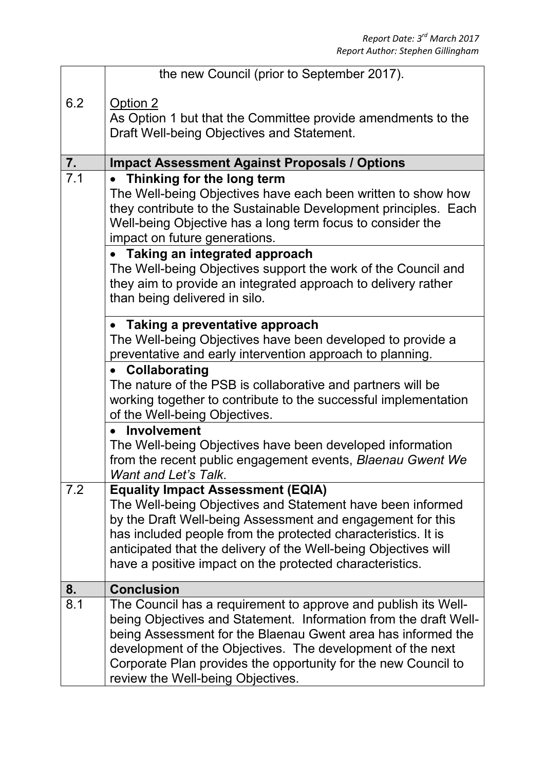| | |
|---|---|
| | the new Council (prior to September 2017). |
| 6.2 | <u>Option 2</u><br>As Option 1 but that the Committee provide amendments to the Draft Well-being Objectives and Statement. |
| **7.** | **Impact Assessment Against Proposals / Options** |
| 7.1 | • **Thinking for the long term**<br>The Well-being Objectives have each been written to show how they contribute to the Sustainable Development principles. Each Well-being Objective has a long term focus to consider the impact on future generations. |
| | • **Taking an integrated approach**<br>The Well-being Objectives support the work of the Council and they aim to provide an integrated approach to delivery rather than being delivered in silo. |
| | • **Taking a preventative approach**<br>The Well-being Objectives have been developed to provide a preventative and early intervention approach to planning. |
| | • **Collaborating**<br>The nature of the PSB is collaborative and partners will be working together to contribute to the successful implementation of the Well-being Objectives. |
| | • **Involvement**<br>The Well-being Objectives have been developed information from the recent public engagement events, *Blaenau Gwent We Want and Let's Talk*. |
| 7.2 | **Equality Impact Assessment (EQIA)**<br>The Well-being Objectives and Statement have been informed by the Draft Well-being Assessment and engagement for this has included people from the protected characteristics. It is anticipated that the delivery of the Well-being Objectives will have a positive impact on the protected characteristics. |
| **8.** | **Conclusion** |
| 8.1 | The Council has a requirement to approve and publish its Well-being Objectives and Statement. Information from the draft Well-being Assessment for the Blaenau Gwent area has informed the development of the Objectives. The development of the next Corporate Plan provides the opportunity for the new Council to review the Well-being Objectives. |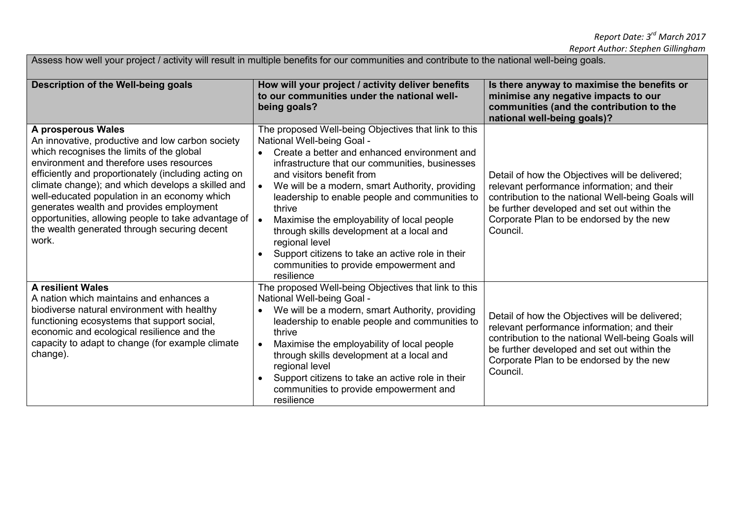*Report Date: 3rd March 2017*
*Report Author: Stephen Gillingham*

| Assess how well your project / activity will result in multiple benefits for our communities and contribute to the national well-being goals. | | |
|---|---|---|
| **Description of the Well-being goals** | **How will your project / activity deliver benefits to our communities under the national well-being goals?** | **Is there anyway to maximise the benefits or minimise any negative impacts to our communities (and the contribution to the national well-being goals)?** |
| **A prosperous Wales**<br>An innovative, productive and low carbon society which recognises the limits of the global environment and therefore uses resources efficiently and proportionately (including acting on climate change); and which develops a skilled and well-educated population in an economy which generates wealth and provides employment opportunities, allowing people to take advantage of the wealth generated through securing decent work. | The proposed Well-being Objectives that link to this National Well-being Goal -<br>• Create a better and enhanced environment and infrastructure that our communities, businesses and visitors benefit from<br>• We will be a modern, smart Authority, providing leadership to enable people and communities to thrive<br>• Maximise the employability of local people through skills development at a local and regional level<br>• Support citizens to take an active role in their communities to provide empowerment and resilience | Detail of how the Objectives will be delivered; relevant performance information; and their contribution to the national Well-being Goals will be further developed and set out within the Corporate Plan to be endorsed by the new Council. |
| **A resilient Wales**<br>A nation which maintains and enhances a biodiverse natural environment with healthy functioning ecosystems that support social, economic and ecological resilience and the capacity to adapt to change (for example climate change). | The proposed Well-being Objectives that link to this National Well-being Goal -<br>• We will be a modern, smart Authority, providing leadership to enable people and communities to thrive<br>• Maximise the employability of local people through skills development at a local and regional level<br>• Support citizens to take an active role in their communities to provide empowerment and resilience | Detail of how the Objectives will be delivered; relevant performance information; and their contribution to the national Well-being Goals will be further developed and set out within the Corporate Plan to be endorsed by the new Council. |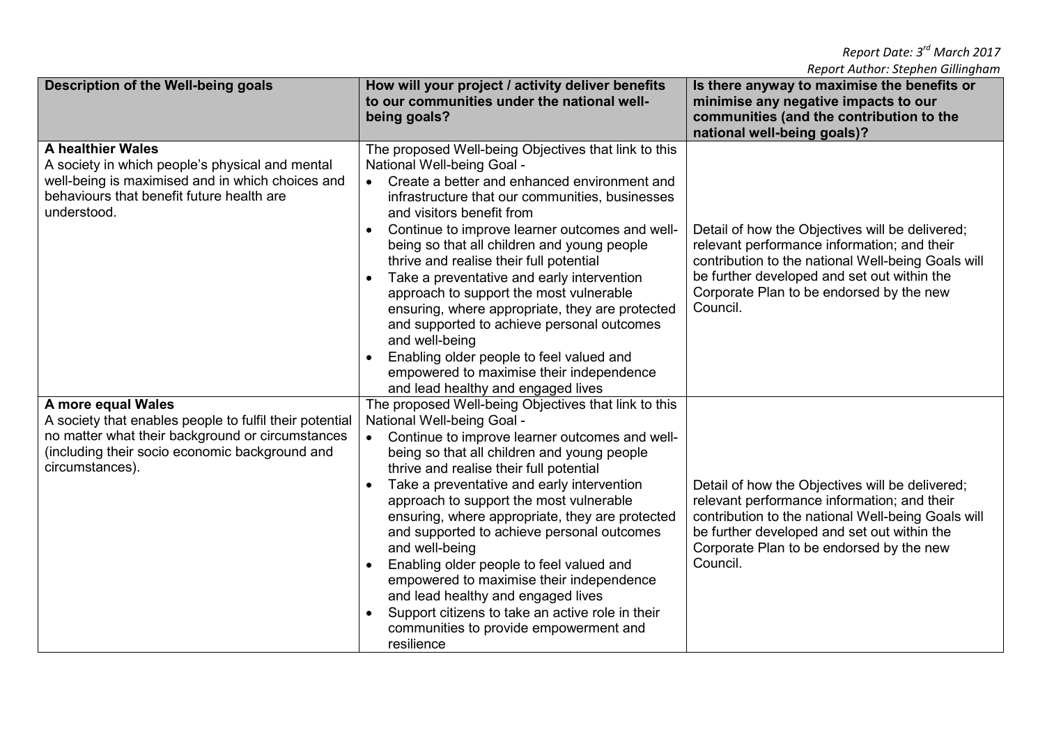*Report Date: 3rd March 2017*
*Report Author: Stephen Gillingham*

| Description of the Well-being goals | How will your project / activity deliver benefits to our communities under the national well-being goals? | Is there anyway to maximise the benefits or minimise any negative impacts to our communities (and the contribution to the national well-being goals)? |
|---|---|---|
| **A healthier Wales**<br>A society in which people's physical and mental well-being is maximised and in which choices and behaviours that benefit future health are understood. | The proposed Well-being Objectives that link to this National Well-being Goal -<br>• Create a better and enhanced environment and infrastructure that our communities, businesses and visitors benefit from<br>• Continue to improve learner outcomes and well-being so that all children and young people thrive and realise their full potential<br>• Take a preventative and early intervention approach to support the most vulnerable ensuring, where appropriate, they are protected and supported to achieve personal outcomes and well-being<br>• Enabling older people to feel valued and empowered to maximise their independence and lead healthy and engaged lives | Detail of how the Objectives will be delivered; relevant performance information; and their contribution to the national Well-being Goals will be further developed and set out within the Corporate Plan to be endorsed by the new Council. |
| **A more equal Wales**<br>A society that enables people to fulfil their potential no matter what their background or circumstances (including their socio economic background and circumstances). | The proposed Well-being Objectives that link to this National Well-being Goal -<br>• Continue to improve learner outcomes and well-being so that all children and young people thrive and realise their full potential<br>• Take a preventative and early intervention approach to support the most vulnerable ensuring, where appropriate, they are protected and supported to achieve personal outcomes and well-being<br>• Enabling older people to feel valued and empowered to maximise their independence and lead healthy and engaged lives<br>• Support citizens to take an active role in their communities to provide empowerment and resilience | Detail of how the Objectives will be delivered; relevant performance information; and their contribution to the national Well-being Goals will be further developed and set out within the Corporate Plan to be endorsed by the new Council. |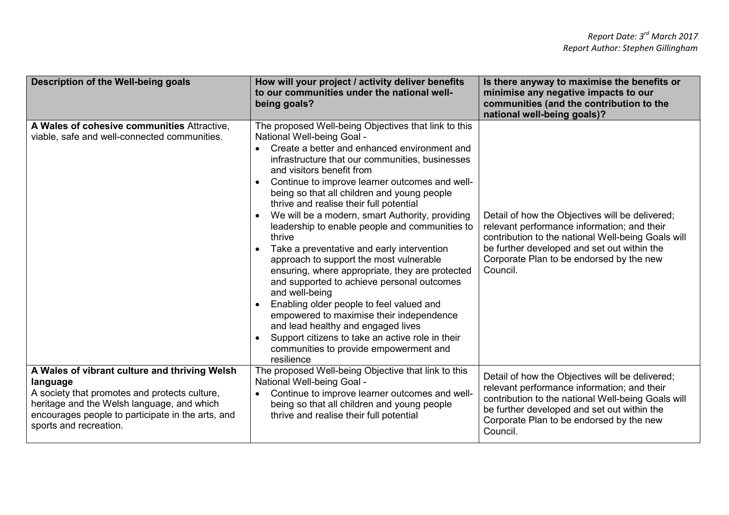| Description of the Well-being goals | How will your project / activity deliver benefits to our communities under the national well-being goals? | Is there anyway to maximise the benefits or minimise any negative impacts to our communities (and the contribution to the national well-being goals)? |
|---|---|---|
| **A Wales of cohesive communities** Attractive, viable, safe and well-connected communities. | The proposed Well-being Objectives that link to this National Well-being Goal -<br>• Create a better and enhanced environment and infrastructure that our communities, businesses and visitors benefit from<br>• Continue to improve learner outcomes and well-being so that all children and young people thrive and realise their full potential<br>• We will be a modern, smart Authority, providing leadership to enable people and communities to thrive<br>• Take a preventative and early intervention approach to support the most vulnerable ensuring, where appropriate, they are protected and supported to achieve personal outcomes and well-being<br>• Enabling older people to feel valued and empowered to maximise their independence and lead healthy and engaged lives<br>• Support citizens to take an active role in their communities to provide empowerment and resilience | Detail of how the Objectives will be delivered; relevant performance information; and their contribution to the national Well-being Goals will be further developed and set out within the Corporate Plan to be endorsed by the new Council. |
| **A Wales of vibrant culture and thriving Welsh language**<br>A society that promotes and protects culture, heritage and the Welsh language, and which encourages people to participate in the arts, and sports and recreation. | The proposed Well-being Objective that link to this National Well-being Goal -<br>• Continue to improve learner outcomes and well-being so that all children and young people thrive and realise their full potential | Detail of how the Objectives will be delivered; relevant performance information; and their contribution to the national Well-being Goals will be further developed and set out within the Corporate Plan to be endorsed by the new Council. |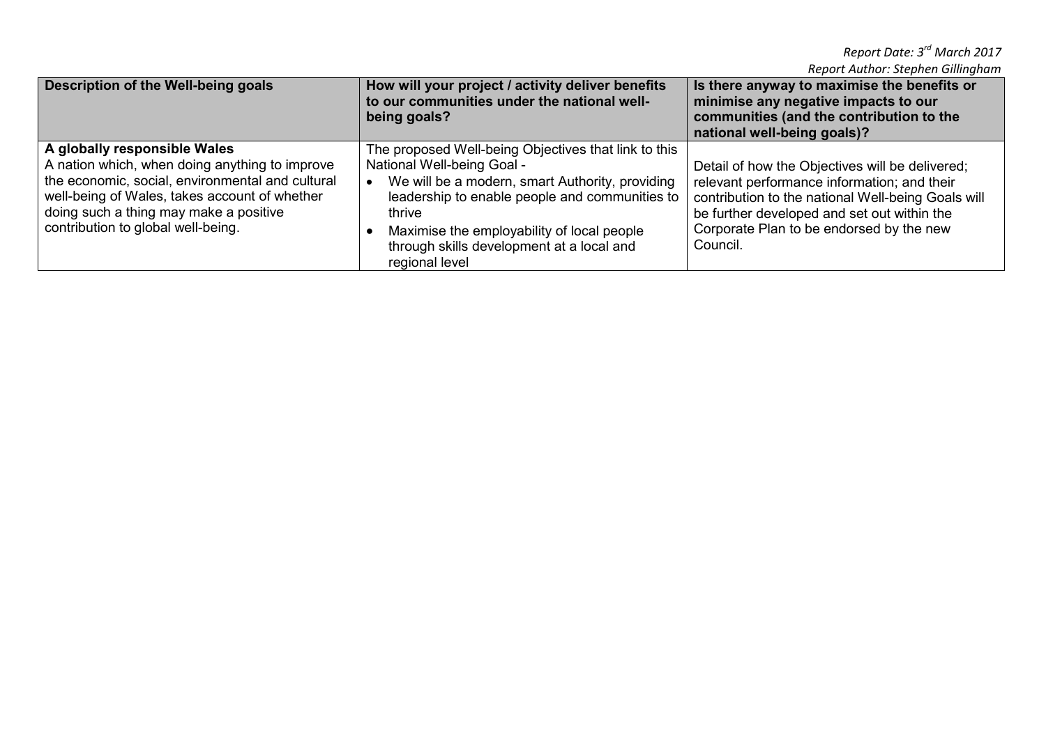| Description of the Well-being goals | How will your project / activity deliver benefits to our communities under the national well-being goals? | Is there anyway to maximise the benefits or minimise any negative impacts to our communities (and the contribution to the national well-being goals)? |
|---|---|---|
| **A globally responsible Wales**<br>A nation which, when doing anything to improve the economic, social, environmental and cultural well-being of Wales, takes account of whether doing such a thing may make a positive contribution to global well-being. | The proposed Well-being Objectives that link to this National Well-being Goal -<br>• We will be a modern, smart Authority, providing leadership to enable people and communities to thrive<br>• Maximise the employability of local people through skills development at a local and regional level | Detail of how the Objectives will be delivered; relevant performance information; and their contribution to the national Well-being Goals will be further developed and set out within the Corporate Plan to be endorsed by the new Council. |